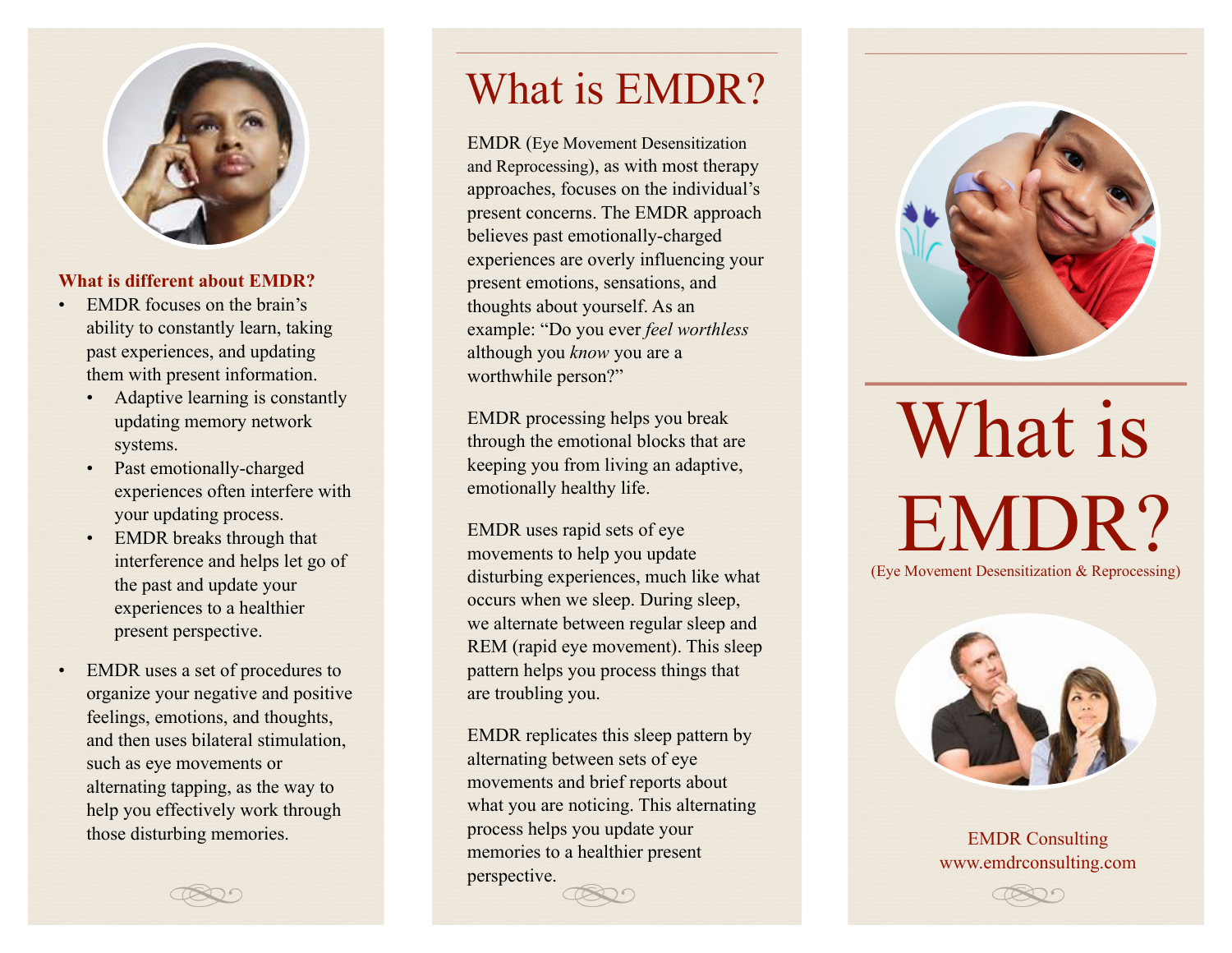**What is different about EMDR?**

- EMDR focuses on the brain's ability to constantly learn, taking past experiences, and updating them with present information.
    - Adaptive learning is constantly updating memory network systems.
    - Past emotionally-charged experiences often interfere with your updating process.
    - EMDR breaks through that interference and helps let go of the past and update your experiences to a healthier present perspective.
- EMDR uses a set of procedures to organize your negative and positive feelings, emotions, and thoughts, and then uses bilateral stimulation, such as eye movements or alternating tapping, as the way to help you effectively work through those disturbing memories.

# What is EMDR?

EMDR (Eye Movement Desensitization and Reprocessing), as with most therapy approaches, focuses on the individual's present concerns. The EMDR approach believes past emotionally-charged experiences are overly influencing your present emotions, sensations, and thoughts about yourself. As an example: "Do you ever *feel worthless* although you *know* you are a worthwhile person?"

EMDR processing helps you break through the emotional blocks that are keeping you from living an adaptive, emotionally healthy life.

EMDR uses rapid sets of eye movements to help you update disturbing experiences, much like what occurs when we sleep. During sleep, we alternate between regular sleep and REM (rapid eye movement). This sleep pattern helps you process things that are troubling you.

EMDR replicates this sleep pattern by alternating between sets of eye movements and brief reports about what you are noticing. This alternating process helps you update your memories to a healthier present perspective.

# What is EMDR?

(Eye Movement Desensitization & Reprocessing)

EMDR Consulting
www.emdrconsulting.com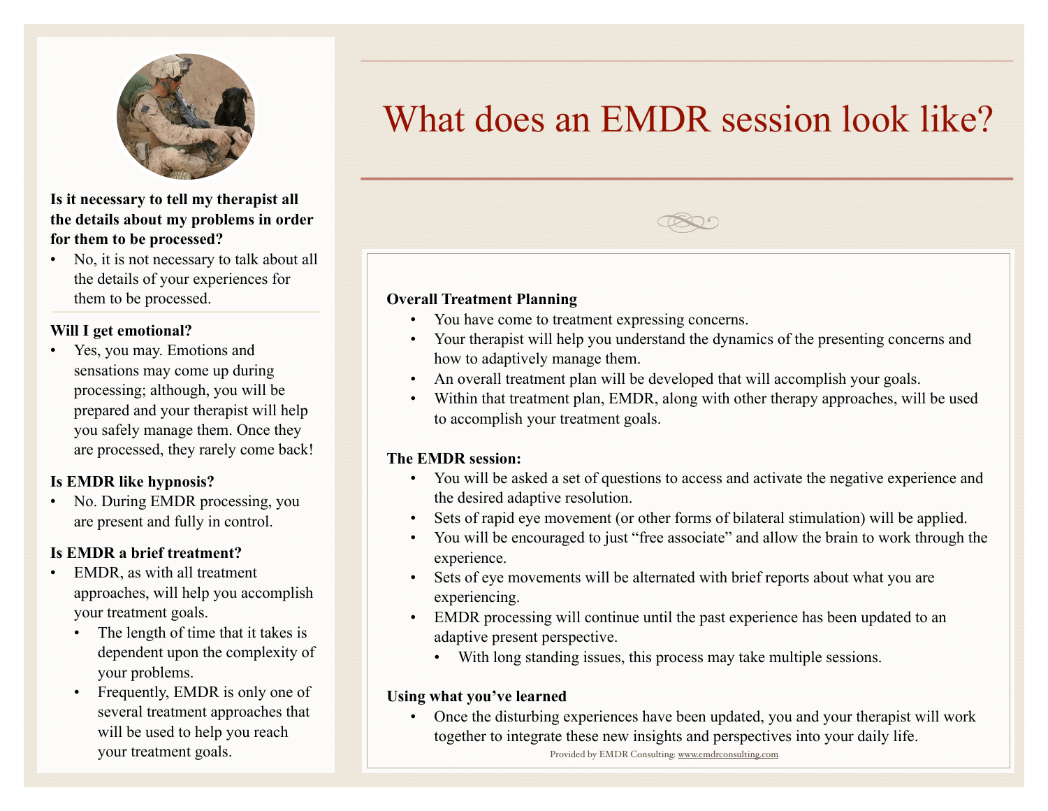**Is it necessary to tell my therapist all the details about my problems in order for them to be processed?**

- No, it is not necessary to talk about all the details of your experiences for them to be processed.

**Will I get emotional?**

- Yes, you may. Emotions and sensations may come up during processing; although, you will be prepared and your therapist will help you safely manage them. Once they are processed, they rarely come back!

**Is EMDR like hypnosis?**

- No. During EMDR processing, you are present and fully in control.

**Is EMDR a brief treatment?**

- EMDR, as with all treatment approaches, will help you accomplish your treatment goals.
  - The length of time that it takes is dependent upon the complexity of your problems.
  - Frequently, EMDR is only one of several treatment approaches that will be used to help you reach your treatment goals.

# What does an EMDR session look like?

**Overall Treatment Planning**

- You have come to treatment expressing concerns.
- Your therapist will help you understand the dynamics of the presenting concerns and how to adaptively manage them.
- An overall treatment plan will be developed that will accomplish your goals.
- Within that treatment plan, EMDR, along with other therapy approaches, will be used to accomplish your treatment goals.

**The EMDR session:**

- You will be asked a set of questions to access and activate the negative experience and the desired adaptive resolution.
- Sets of rapid eye movement (or other forms of bilateral stimulation) will be applied.
- You will be encouraged to just "free associate" and allow the brain to work through the experience.
- Sets of eye movements will be alternated with brief reports about what you are experiencing.
- EMDR processing will continue until the past experience has been updated to an adaptive present perspective.
  - With long standing issues, this process may take multiple sessions.

**Using what you've learned**

- Once the disturbing experiences have been updated, you and your therapist will work together to integrate these new insights and perspectives into your daily life.

Provided by EMDR Consulting: www.emdrconsulting.com